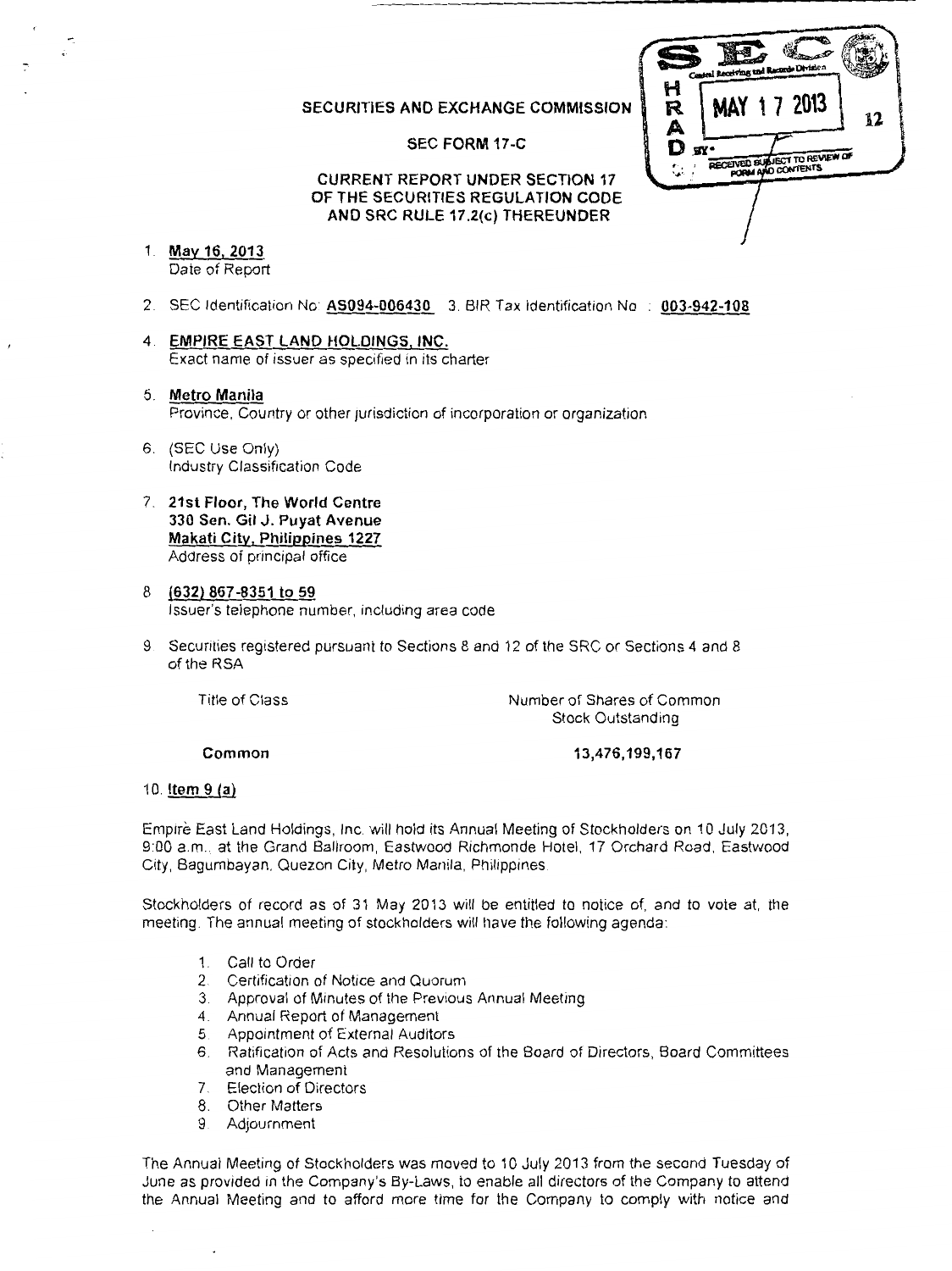# SECURITIES AND EXCHANGE COMMISSION

## SEC FORM 17-C

### CURRENT REPORT UNDER SECTION 17 OF THE SECURITIES REGULATION CODE AND SRC RULE 17.2(c) THEREUNDER

1. **May 16, 2013**
   Date of Report

2. SEC Identification No: **AS094-006430** 3. BIR Tax Identification No. : **003-942-108**

4. **EMPIRE EAST LAND HOLDINGS, INC.**
   Exact name of issuer as specified in its charter

5. **Metro Manila**
   Province, Country or other jurisdiction of incorporation or organization

6. (SEC Use Only)
   Industry Classification Code

7. **21st Floor, The World Centre**
   **330 Sen. Gil J. Puyat Avenue**
   **Makati City, Philippines 1227**
   Address of principal office

8. **(632) 867-8351 to 59**
   Issuer's telephone number, including area code

9. Securities registered pursuant to Sections 8 and 12 of the SRC or Sections 4 and 8 of the RSA

| Title of Class | Number of Shares of Common Stock Outstanding |
|---|---|
| **Common** | **13,476,199,167** |

10. **Item 9 (a)**

Empire East Land Holdings, Inc. will hold its Annual Meeting of Stockholders on 10 July 2013, 9:00 a.m., at the Grand Ballroom, Eastwood Richmonde Hotel, 17 Orchard Road, Eastwood City, Bagumbayan, Quezon City, Metro Manila, Philippines.

Stockholders of record as of 31 May 2013 will be entitled to notice of, and to vote at, the meeting. The annual meeting of stockholders will have the following agenda:

1. Call to Order
2. Certification of Notice and Quorum
3. Approval of Minutes of the Previous Annual Meeting
4. Annual Report of Management
5. Appointment of External Auditors
6. Ratification of Acts and Resolutions of the Board of Directors, Board Committees and Management
7. Election of Directors
8. Other Matters
9. Adjournment

The Annual Meeting of Stockholders was moved to 10 July 2013 from the second Tuesday of June as provided in the Company's By-Laws, to enable all directors of the Company to attend the Annual Meeting and to afford more time for the Company to comply with notice and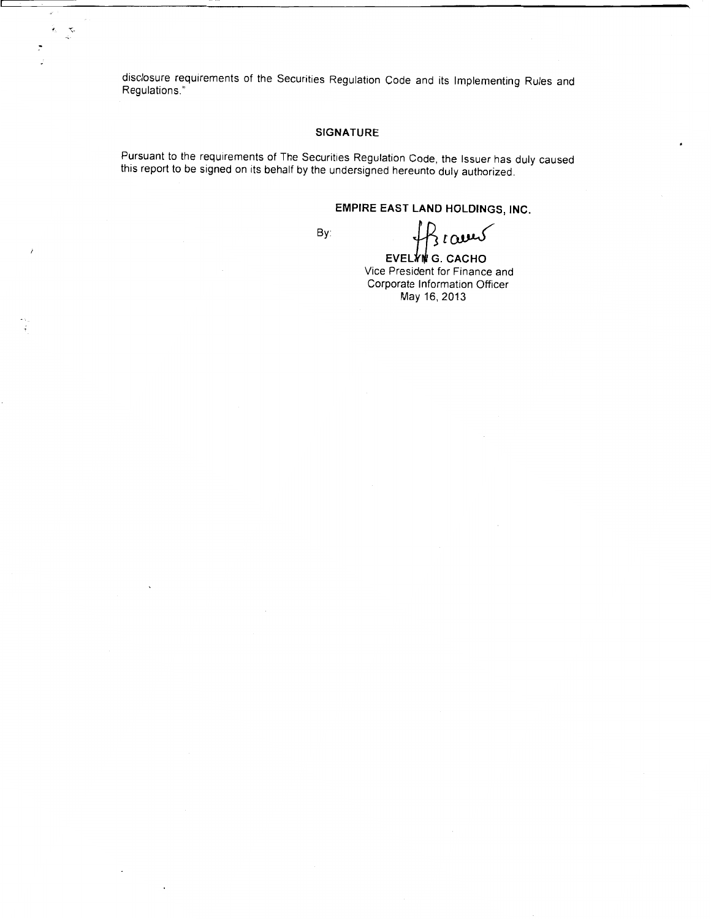disclosure requirements of the Securities Regulation Code and its Implementing Rules and Regulations."

**SIGNATURE**

Pursuant to the requirements of The Securities Regulation Code, the Issuer has duly caused this report to be signed on its behalf by the undersigned hereunto duly authorized.

**EMPIRE EAST LAND HOLDINGS, INC.**

By:

**EVELYN G. CACHO**
Vice President for Finance and
Corporate Information Officer
May 16, 2013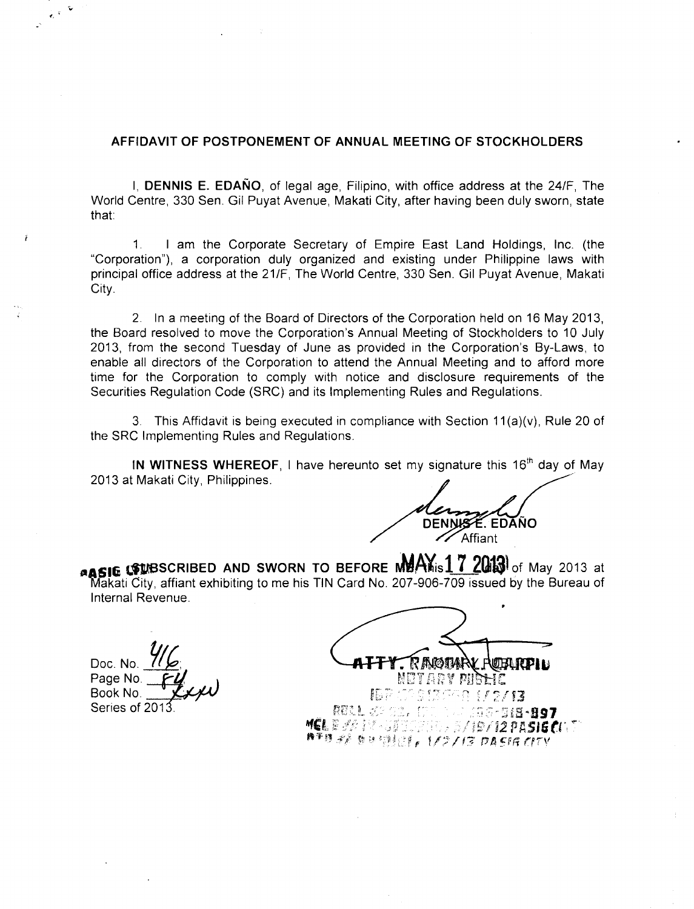## AFFIDAVIT OF POSTPONEMENT OF ANNUAL MEETING OF STOCKHOLDERS

I, **DENNIS E. EDAÑO**, of legal age, Filipino, with office address at the 24/F, The World Centre, 330 Sen. Gil Puyat Avenue, Makati City, after having been duly sworn, state that:

1. I am the Corporate Secretary of Empire East Land Holdings, Inc. (the "Corporation"), a corporation duly organized and existing under Philippine laws with principal office address at the 21/F, The World Centre, 330 Sen. Gil Puyat Avenue, Makati City.

2. In a meeting of the Board of Directors of the Corporation held on 16 May 2013, the Board resolved to move the Corporation's Annual Meeting of Stockholders to 10 July 2013, from the second Tuesday of June as provided in the Corporation's By-Laws, to enable all directors of the Corporation to attend the Annual Meeting and to afford more time for the Corporation to comply with notice and disclosure requirements of the Securities Regulation Code (SRC) and its Implementing Rules and Regulations.

3. This Affidavit is being executed in compliance with Section 11(a)(v), Rule 20 of the SRC Implementing Rules and Regulations.

**IN WITNESS WHEREOF**, I have hereunto set my signature this 16th day of May 2013 at Makati City, Philippines.

DENNIS E. EDAÑO
Affiant

**PASIG CITY SUBSCRIBED AND SWORN TO BEFORE** me this MAY 17 2013 of May 2013 at Makati City, affiant exhibiting to me his TIN Card No. 207-906-709 issued by the Bureau of Internal Revenue.

Doc. No. 416;
Page No. 84;
Book No. XXXV;
Series of 2013.

ATTY. RAMONCITO L. PURPIU
NOTARY PUBLIC
... 1/2/13
ROLL ... 318-897
MCLE ... 3/19/12 PASIG CITY
PTR ... 1/2/13 PASIG CITY